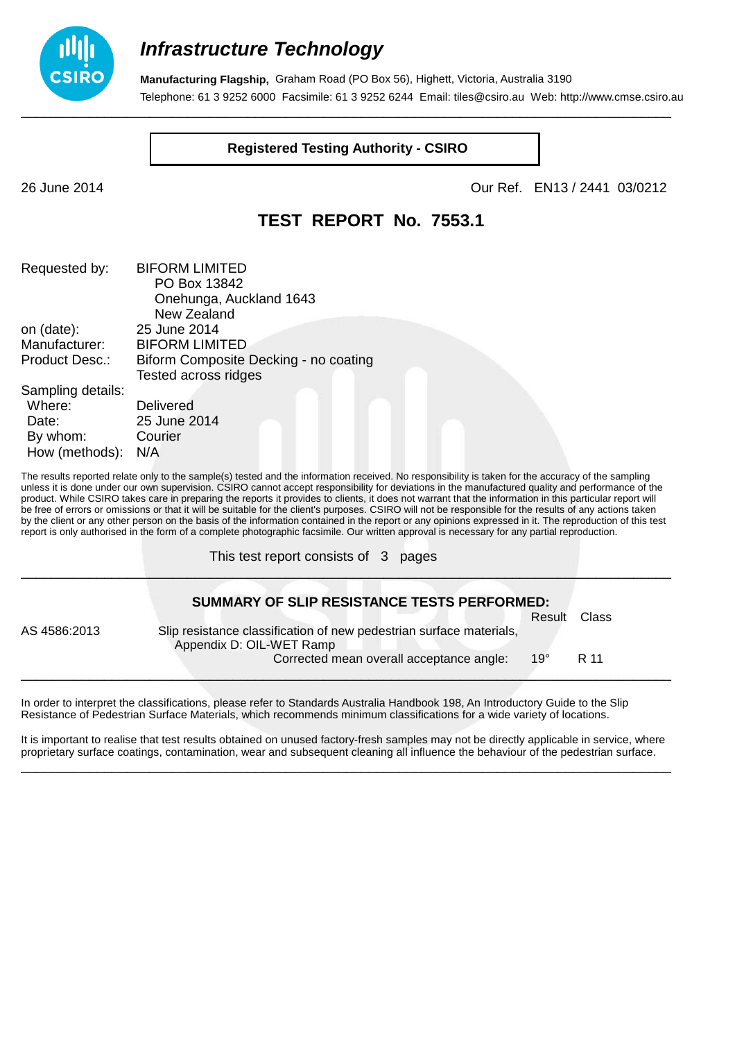## *Infrastructure Technology*

**Manufacturing Flagship,** Graham Road (PO Box 56), Highett, Victoria, Australia 3190
Telephone: 61 3 9252 6000 Facsimile: 61 3 9252 6244 Email: tiles@csiro.au Web: http://www.cmse.csiro.au

---

**Registered Testing Authority - CSIRO**

26 June 2014 Our Ref. EN13 / 2441 03/0212

# TEST REPORT No. 7553.1

| | |
|---|---|
| Requested by: | BIFORM LIMITED<br>PO Box 13842<br>Onehunga, Auckland 1643<br>New Zealand |
| on (date): | 25 June 2014 |
| Manufacturer: | BIFORM LIMITED |
| Product Desc.: | Biform Composite Decking - no coating<br>Tested across ridges |
| Sampling details: | |
| Where: | Delivered |
| Date: | 25 June 2014 |
| By whom: | Courier |
| How (methods): | N/A |

The results reported relate only to the sample(s) tested and the information received. No responsibility is taken for the accuracy of the sampling unless it is done under our own supervision. CSIRO cannot accept responsibility for deviations in the manufactured quality and performance of the product. While CSIRO takes care in preparing the reports it provides to clients, it does not warrant that the information in this particular report will be free of errors or omissions or that it will be suitable for the client's purposes. CSIRO will not be responsible for the results of any actions taken by the client or any other person on the basis of the information contained in the report or any opinions expressed in it. The reproduction of this test report is only authorised in the form of a complete photographic facsimile. Our written approval is necessary for any partial reproduction.

This test report consists of 3 pages

---

### SUMMARY OF SLIP RESISTANCE TESTS PERFORMED:

| | | Result | Class |
|---|---|---|---|
| AS 4586:2013 | Slip resistance classification of new pedestrian surface materials, Appendix D: OIL-WET Ramp<br>Corrected mean overall acceptance angle: | 19° | R 11 |

---

In order to interpret the classifications, please refer to Standards Australia Handbook 198, An Introductory Guide to the Slip Resistance of Pedestrian Surface Materials, which recommends minimum classifications for a wide variety of locations.

It is important to realise that test results obtained on unused factory-fresh samples may not be directly applicable in service, where proprietary surface coatings, contamination, wear and subsequent cleaning all influence the behaviour of the pedestrian surface.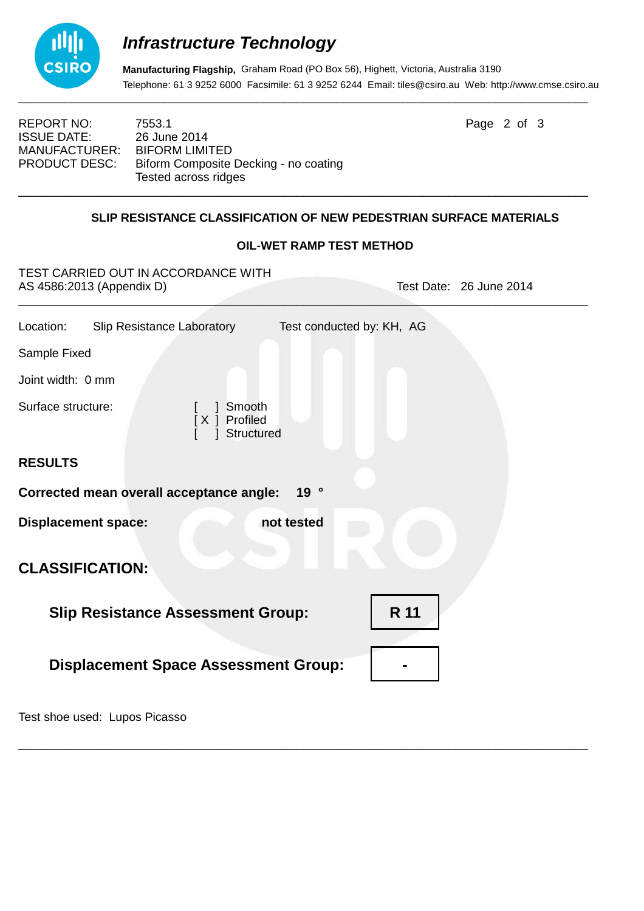# Infrastructure Technology

**Manufacturing Flagship,** Graham Road (PO Box 56), Highett, Victoria, Australia 3190
Telephone: 61 3 9252 6000 Facsimile: 61 3 9252 6244 Email: tiles@csiro.au Web: http://www.cmse.csiro.au

REPORT NO: 7553.1
ISSUE DATE: 26 June 2014
MANUFACTURER: BIFORM LIMITED
PRODUCT DESC: Biform Composite Decking - no coating
Tested across ridges

## SLIP RESISTANCE CLASSIFICATION OF NEW PEDESTRIAN SURFACE MATERIALS

### OIL-WET RAMP TEST METHOD

TEST CARRIED OUT IN ACCORDANCE WITH
AS 4586:2013 (Appendix D) Test Date: 26 June 2014

Location: Slip Resistance Laboratory Test conducted by: KH, AG

Sample Fixed

Joint width: 0 mm

Surface structure:
[ ] Smooth
[ X ] Profiled
[ ] Structured

**RESULTS**

**Corrected mean overall acceptance angle: 19 °**

**Displacement space: not tested**

## CLASSIFICATION:

**Slip Resistance Assessment Group: R 11**

**Displacement Space Assessment Group: -**

Test shoe used: Lupos Picasso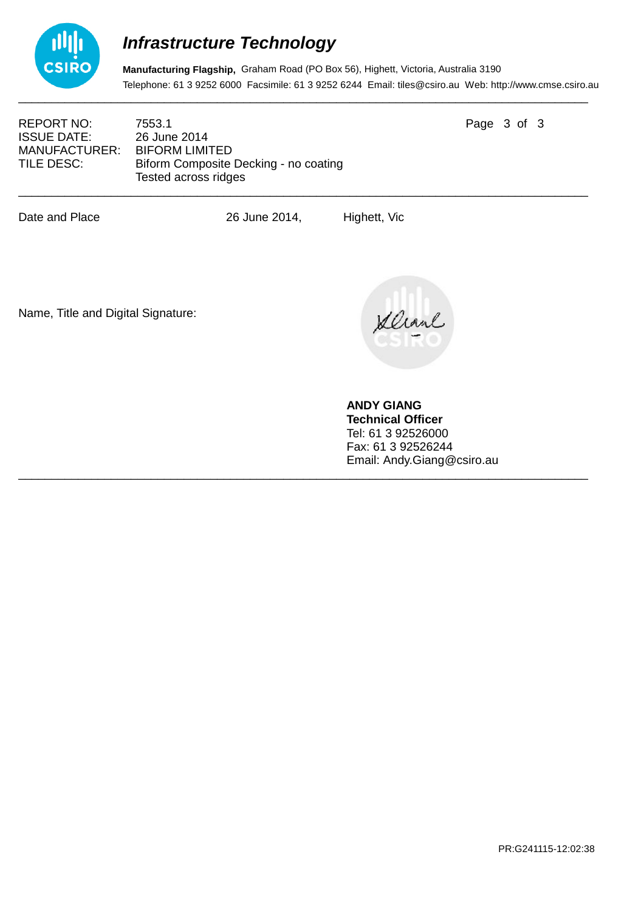# Infrastructure Technology

**Manufacturing Flagship,** Graham Road (PO Box 56), Highett, Victoria, Australia 3190
Telephone: 61 3 9252 6000 Facsimile: 61 3 9252 6244 Email: tiles@csiro.au Web: http://www.cmse.csiro.au

| | |
|---|---|
| REPORT NO: | 7553.1 |
| ISSUE DATE: | 26 June 2014 |
| MANUFACTURER: | BIFORM LIMITED |
| TILE DESC: | Biform Composite Decking - no coating<br>Tested across ridges |

Date and Place 26 June 2014, Highett, Vic

Name, Title and Digital Signature:

**ANDY GIANG**
**Technical Officer**
Tel: 61 3 92526000
Fax: 61 3 92526244
Email: Andy.Giang@csiro.au

PR:G241115-12:02:38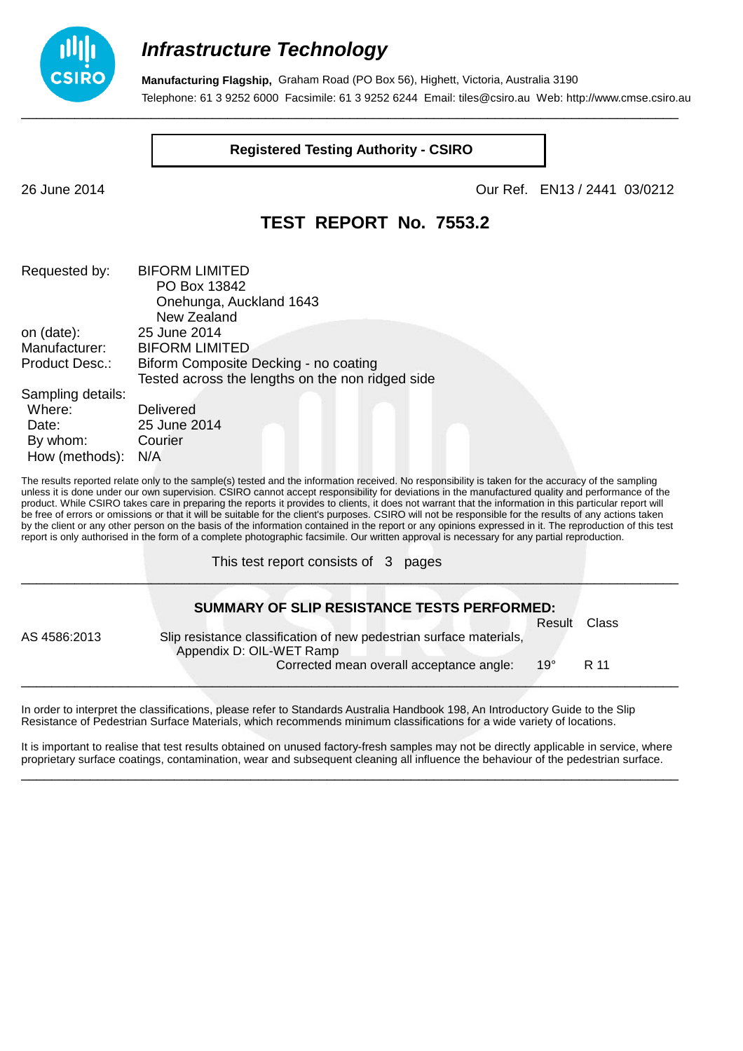# Infrastructure Technology

**Manufacturing Flagship,** Graham Road (PO Box 56), Highett, Victoria, Australia 3190
Telephone: 61 3 9252 6000 Facsimile: 61 3 9252 6244 Email: tiles@csiro.au Web: http://www.cmse.csiro.au

---

**Registered Testing Authority - CSIRO**

26 June 2014 Our Ref. EN13 / 2441 03/0212

## TEST REPORT No. 7553.2

Requested by: BIFORM LIMITED
PO Box 13842
Onehunga, Auckland 1643
New Zealand
on (date): 25 June 2014
Manufacturer: BIFORM LIMITED
Product Desc.: Biform Composite Decking - no coating
Tested across the lengths on the non ridged side
Sampling details:
Where: Delivered
Date: 25 June 2014
By whom: Courier
How (methods): N/A

The results reported relate only to the sample(s) tested and the information received. No responsibility is taken for the accuracy of the sampling unless it is done under our own supervision. CSIRO cannot accept responsibility for deviations in the manufactured quality and performance of the product. While CSIRO takes care in preparing the reports it provides to clients, it does not warrant that the information in this particular report will be free of errors or omissions or that it will be suitable for the client's purposes. CSIRO will not be responsible for the results of any actions taken by the client or any other person on the basis of the information contained in the report or any opinions expressed in it. The reproduction of this test report is only authorised in the form of a complete photographic facsimile. Our written approval is necessary for any partial reproduction.

This test report consists of 3 pages

---

### SUMMARY OF SLIP RESISTANCE TESTS PERFORMED:

| | | Result | Class |
|---|---|---|---|
| AS 4586:2013 | Slip resistance classification of new pedestrian surface materials, Appendix D: OIL-WET Ramp | | |
| | Corrected mean overall acceptance angle: | 19° | R 11 |

---

In order to interpret the classifications, please refer to Standards Australia Handbook 198, An Introductory Guide to the Slip Resistance of Pedestrian Surface Materials, which recommends minimum classifications for a wide variety of locations.

It is important to realise that test results obtained on unused factory-fresh samples may not be directly applicable in service, where proprietary surface coatings, contamination, wear and subsequent cleaning all influence the behaviour of the pedestrian surface.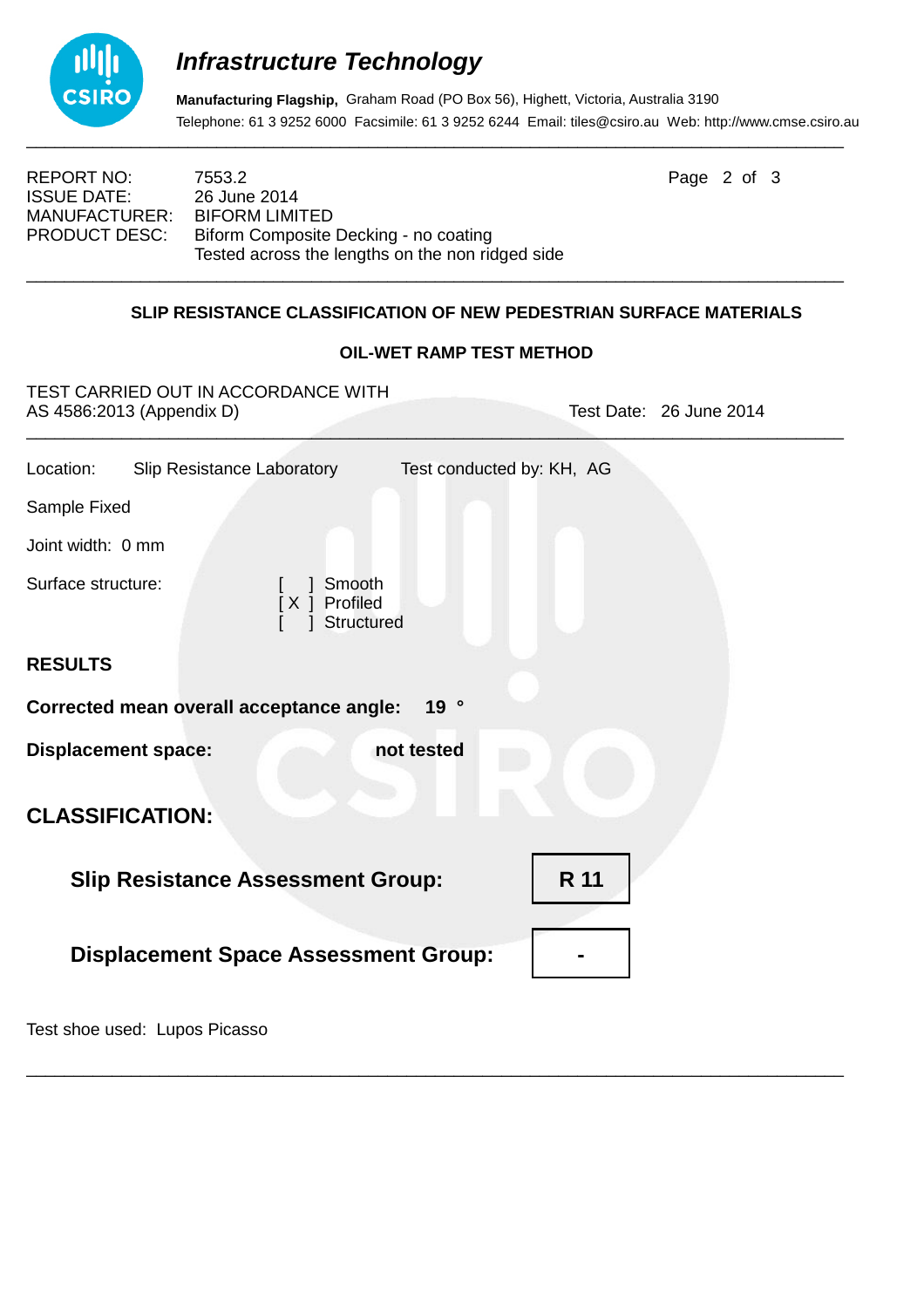# Infrastructure Technology

**Manufacturing Flagship,** Graham Road (PO Box 56), Highett, Victoria, Australia 3190
Telephone: 61 3 9252 6000 Facsimile: 61 3 9252 6244 Email: tiles@csiro.au Web: http://www.cmse.csiro.au

---

REPORT NO: 7553.2
ISSUE DATE: 26 June 2014
MANUFACTURER: BIFORM LIMITED
PRODUCT DESC: Biform Composite Decking - no coating
Tested across the lengths on the non ridged side

---

**SLIP RESISTANCE CLASSIFICATION OF NEW PEDESTRIAN SURFACE MATERIALS**

**OIL-WET RAMP TEST METHOD**

TEST CARRIED OUT IN ACCORDANCE WITH
AS 4586:2013 (Appendix D) Test Date: 26 June 2014

---

Location: Slip Resistance Laboratory Test conducted by: KH, AG

Sample Fixed

Joint width: 0 mm

Surface structure:
[ ] Smooth
[ X ] Profiled
[ ] Structured

**RESULTS**

**Corrected mean overall acceptance angle: 19 °**

**Displacement space: not tested**

## CLASSIFICATION:

**Slip Resistance Assessment Group:** **R 11**

**Displacement Space Assessment Group:** **-**

Test shoe used: Lupos Picasso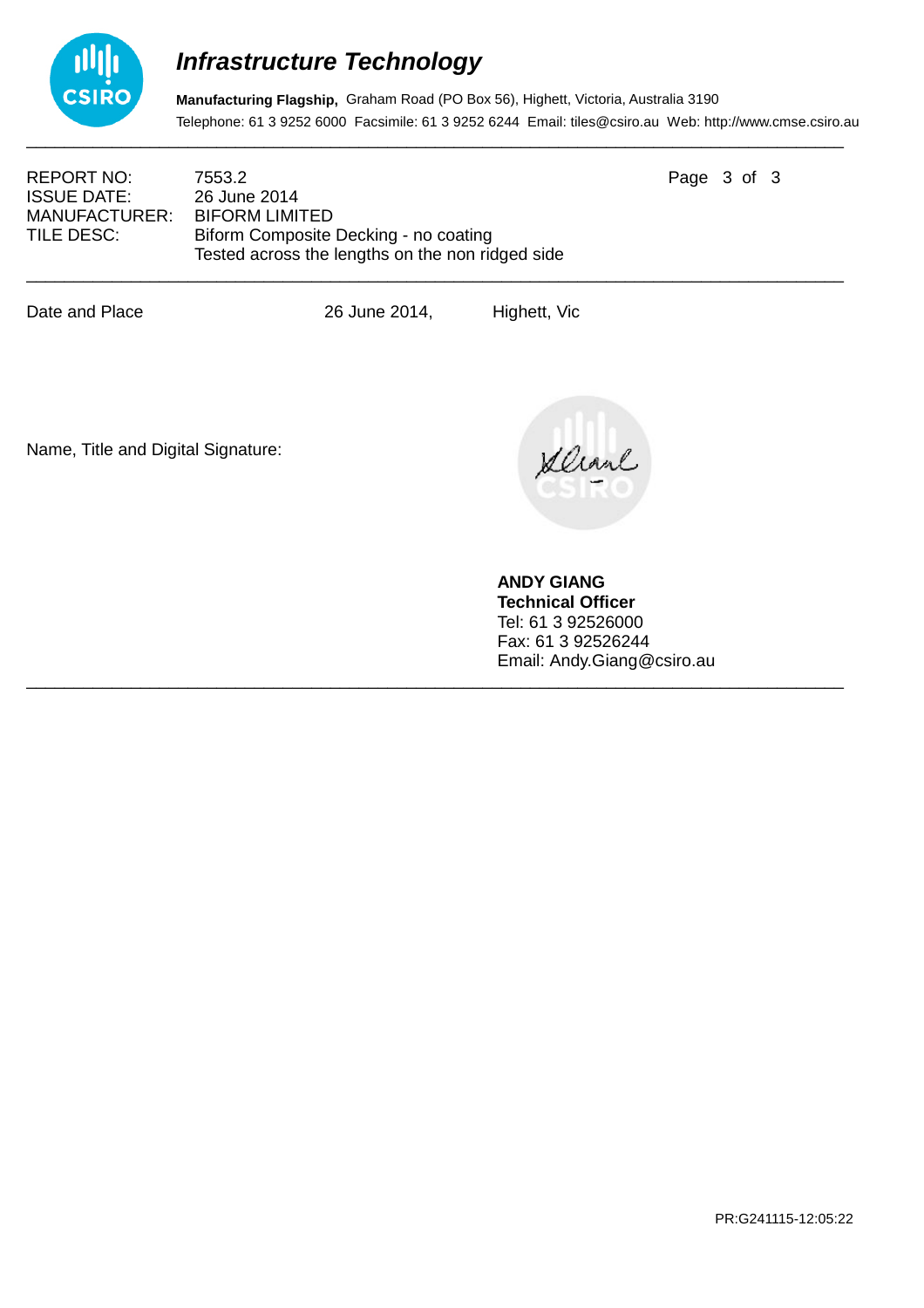REPORT NO: 7553.2
ISSUE DATE: 26 June 2014
MANUFACTURER: BIFORM LIMITED
TILE DESC: Biform Composite Decking - no coating
Tested across the lengths on the non ridged side

Date and Place 26 June 2014, Highett, Vic

Name, Title and Digital Signature:

**ANDY GIANG**
**Technical Officer**
Tel: 61 3 92526000
Fax: 61 3 92526244
Email: Andy.Giang@csiro.au

PR:G241115-12:05:22